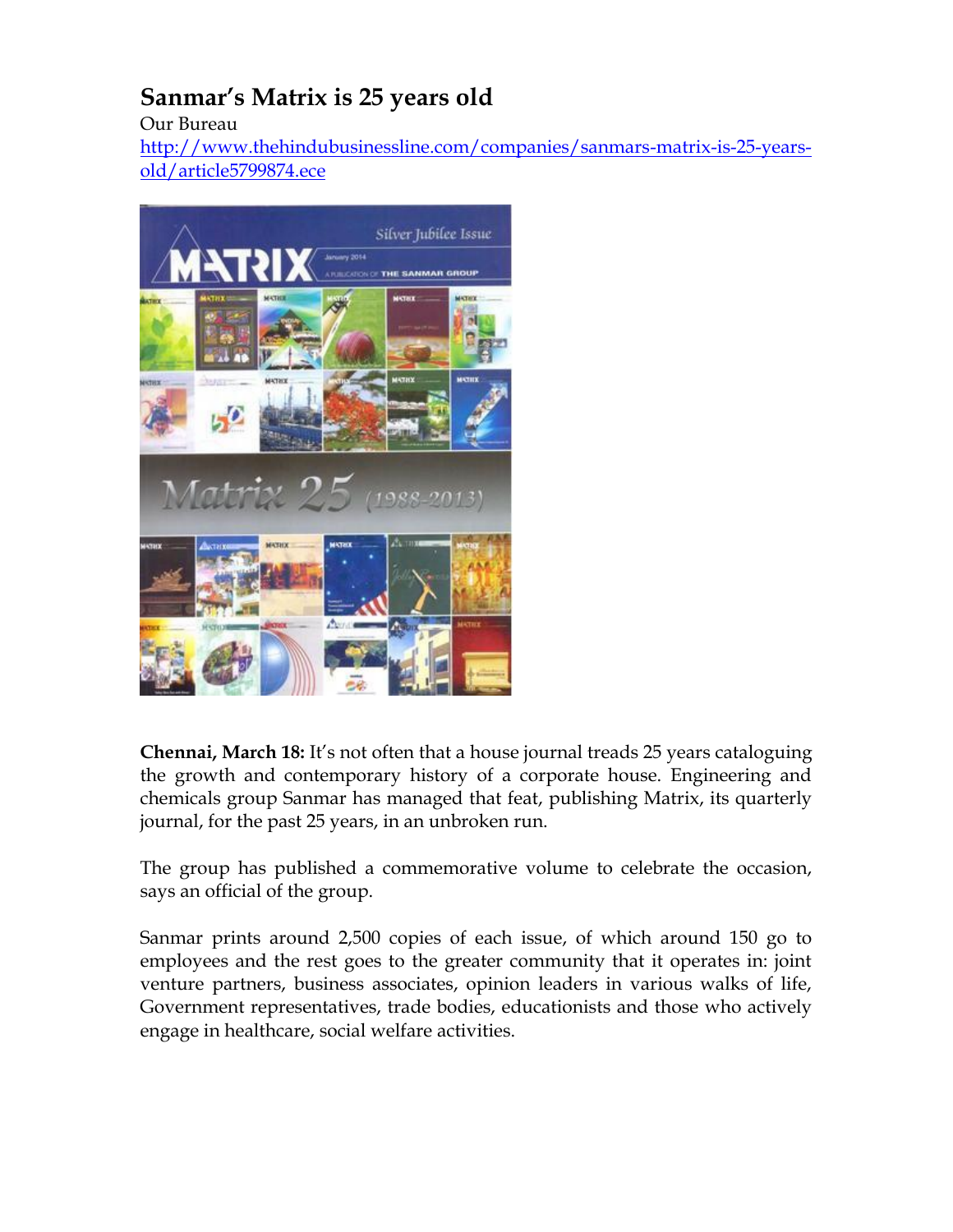# Sanmar's Matrix is 25 years old

Our Bureau

http://www.thehindubusinessline.com/companies/sanmars-matrix-is-25-years-old/article5799874.ece

**Chennai, March 18:** It's not often that a house journal treads 25 years cataloguing the growth and contemporary history of a corporate house. Engineering and chemicals group Sanmar has managed that feat, publishing Matrix, its quarterly journal, for the past 25 years, in an unbroken run.

The group has published a commemorative volume to celebrate the occasion, says an official of the group.

Sanmar prints around 2,500 copies of each issue, of which around 150 go to employees and the rest goes to the greater community that it operates in: joint venture partners, business associates, opinion leaders in various walks of life, Government representatives, trade bodies, educationists and those who actively engage in healthcare, social welfare activities.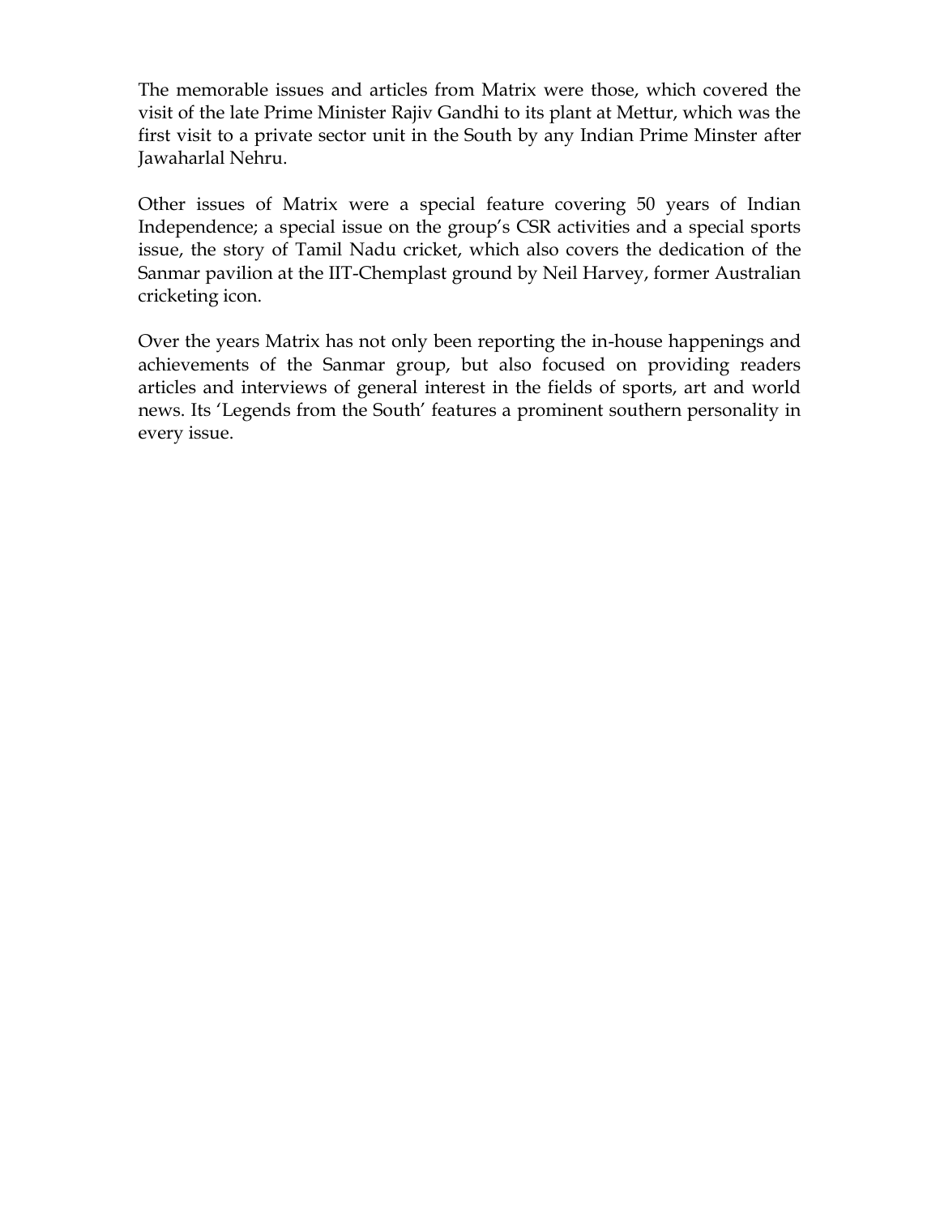The memorable issues and articles from Matrix were those, which covered the visit of the late Prime Minister Rajiv Gandhi to its plant at Mettur, which was the first visit to a private sector unit in the South by any Indian Prime Minster after Jawaharlal Nehru.

Other issues of Matrix were a special feature covering 50 years of Indian Independence; a special issue on the group's CSR activities and a special sports issue, the story of Tamil Nadu cricket, which also covers the dedication of the Sanmar pavilion at the IIT-Chemplast ground by Neil Harvey, former Australian cricketing icon.

Over the years Matrix has not only been reporting the in-house happenings and achievements of the Sanmar group, but also focused on providing readers articles and interviews of general interest in the fields of sports, art and world news. Its 'Legends from the South' features a prominent southern personality in every issue.